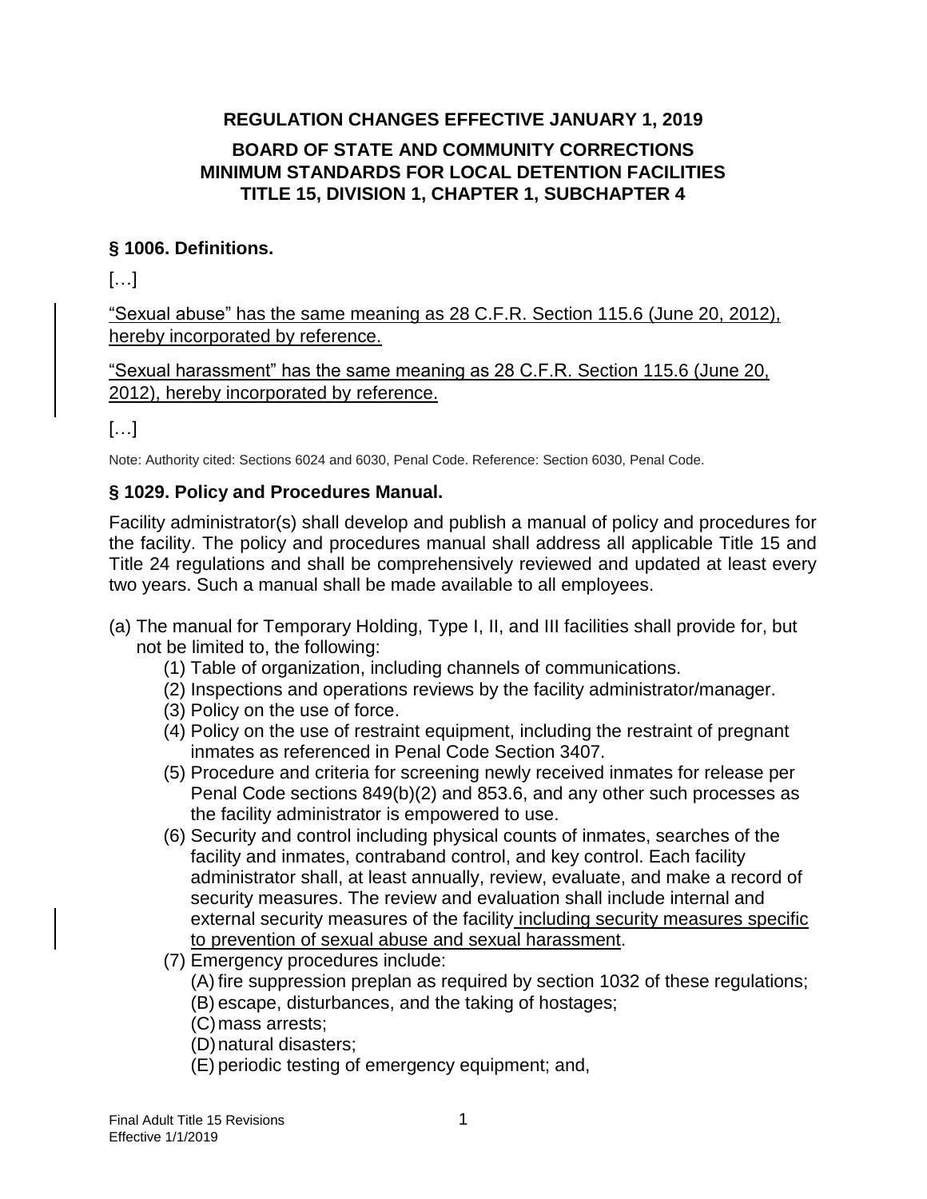**REGULATION CHANGES EFFECTIVE JANUARY 1, 2019**

**BOARD OF STATE AND COMMUNITY CORRECTIONS**
**MINIMUM STANDARDS FOR LOCAL DETENTION FACILITIES**
**TITLE 15, DIVISION 1, CHAPTER 1, SUBCHAPTER 4**

### § 1006. Definitions.

[…]

<u>“Sexual abuse” has the same meaning as 28 C.F.R. Section 115.6 (June 20, 2012), hereby incorporated by reference.</u>

<u>“Sexual harassment” has the same meaning as 28 C.F.R. Section 115.6 (June 20, 2012), hereby incorporated by reference.</u>

[…]

Note: Authority cited: Sections 6024 and 6030, Penal Code. Reference: Section 6030, Penal Code.

### § 1029. Policy and Procedures Manual.

Facility administrator(s) shall develop and publish a manual of policy and procedures for the facility. The policy and procedures manual shall address all applicable Title 15 and Title 24 regulations and shall be comprehensively reviewed and updated at least every two years. Such a manual shall be made available to all employees.

(a) The manual for Temporary Holding, Type I, II, and III facilities shall provide for, but not be limited to, the following:
   (1) Table of organization, including channels of communications.
   (2) Inspections and operations reviews by the facility administrator/manager.
   (3) Policy on the use of force.
   (4) Policy on the use of restraint equipment, including the restraint of pregnant inmates as referenced in Penal Code Section 3407.
   (5) Procedure and criteria for screening newly received inmates for release per Penal Code sections 849(b)(2) and 853.6, and any other such processes as the facility administrator is empowered to use.
   (6) Security and control including physical counts of inmates, searches of the facility and inmates, contraband control, and key control. Each facility administrator shall, at least annually, review, evaluate, and make a record of security measures. The review and evaluation shall include internal and external security measures of the facility <u>including security measures specific to prevention of sexual abuse and sexual harassment</u>.
   (7) Emergency procedures include:
      (A) fire suppression preplan as required by section 1032 of these regulations;
      (B) escape, disturbances, and the taking of hostages;
      (C) mass arrests;
      (D) natural disasters;
      (E) periodic testing of emergency equipment; and,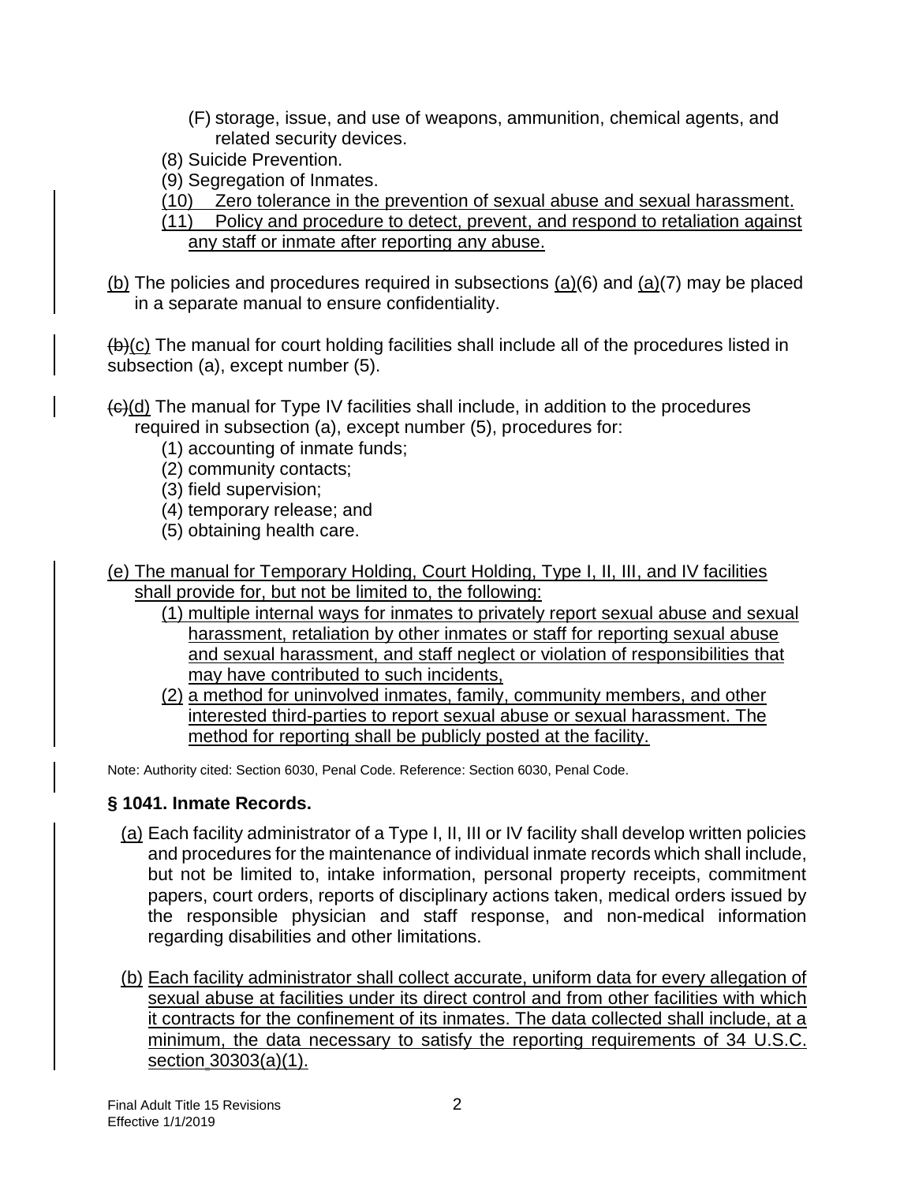(F) storage, issue, and use of weapons, ammunition, chemical agents, and related security devices.

(8) Suicide Prevention.

(9) Segregation of Inmates.

(10) Zero tolerance in the prevention of sexual abuse and sexual harassment.

(11) Policy and procedure to detect, prevent, and respond to retaliation against any staff or inmate after reporting any abuse.

(b) The policies and procedures required in subsections (a)(6) and (a)(7) may be placed in a separate manual to ensure confidentiality.

~~(b)~~(c) The manual for court holding facilities shall include all of the procedures listed in subsection (a), except number (5).

~~(c)~~(d) The manual for Type IV facilities shall include, in addition to the procedures required in subsection (a), except number (5), procedures for:

(1) accounting of inmate funds;
(2) community contacts;
(3) field supervision;
(4) temporary release; and
(5) obtaining health care.

(e) The manual for Temporary Holding, Court Holding, Type I, II, III, and IV facilities shall provide for, but not be limited to, the following:

(1) multiple internal ways for inmates to privately report sexual abuse and sexual harassment, retaliation by other inmates or staff for reporting sexual abuse and sexual harassment, and staff neglect or violation of responsibilities that may have contributed to such incidents,

(2) a method for uninvolved inmates, family, community members, and other interested third-parties to report sexual abuse or sexual harassment. The method for reporting shall be publicly posted at the facility.

Note: Authority cited: Section 6030, Penal Code. Reference: Section 6030, Penal Code.

### § 1041. Inmate Records.

(a) Each facility administrator of a Type I, II, III or IV facility shall develop written policies and procedures for the maintenance of individual inmate records which shall include, but not be limited to, intake information, personal property receipts, commitment papers, court orders, reports of disciplinary actions taken, medical orders issued by the responsible physician and staff response, and non-medical information regarding disabilities and other limitations.

(b) Each facility administrator shall collect accurate, uniform data for every allegation of sexual abuse at facilities under its direct control and from other facilities with which it contracts for the confinement of its inmates. The data collected shall include, at a minimum, the data necessary to satisfy the reporting requirements of 34 U.S.C. section 30303(a)(1).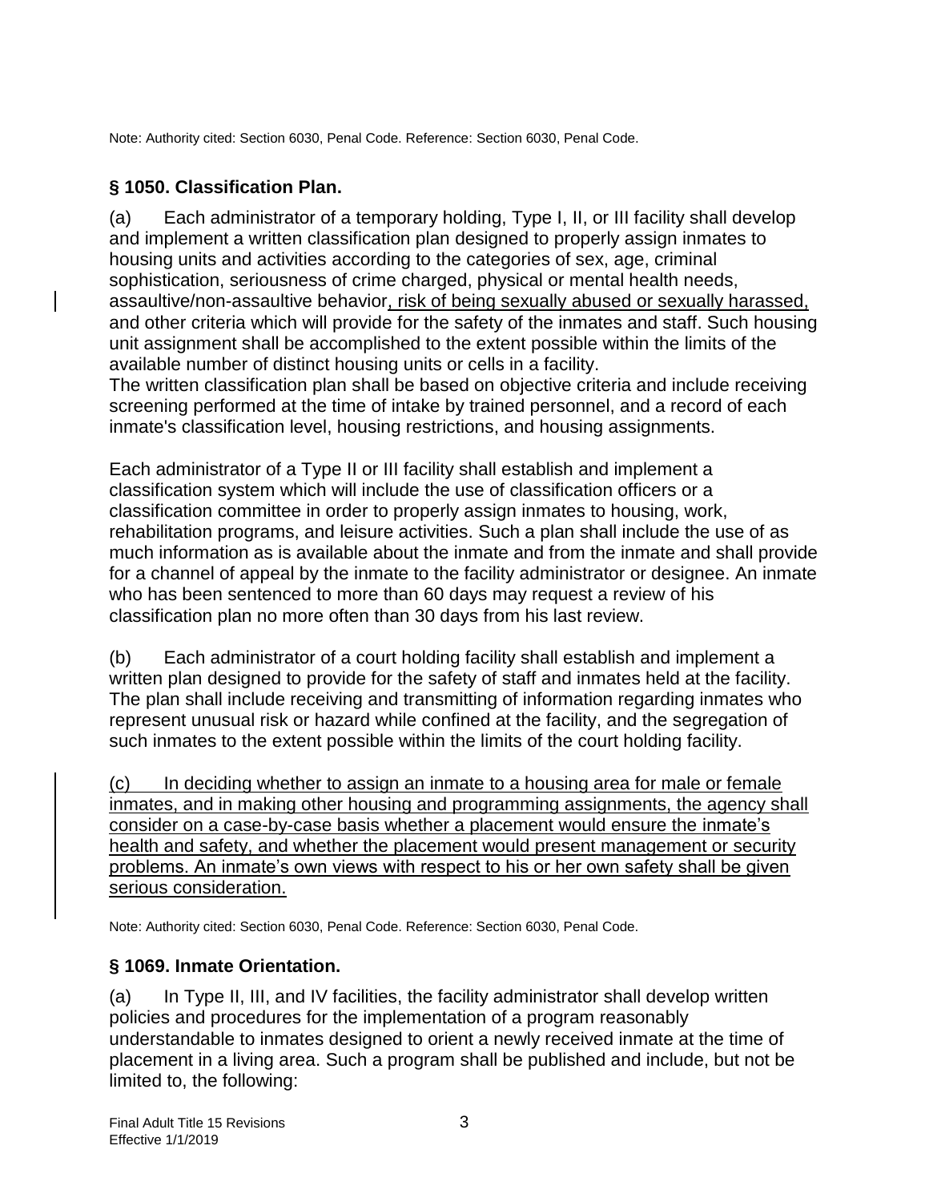Note: Authority cited: Section 6030, Penal Code. Reference: Section 6030, Penal Code.

## § 1050. Classification Plan.

(a) Each administrator of a temporary holding, Type I, II, or III facility shall develop and implement a written classification plan designed to properly assign inmates to housing units and activities according to the categories of sex, age, criminal sophistication, seriousness of crime charged, physical or mental health needs, assaultive/non-assaultive behavior, risk of being sexually abused or sexually harassed, and other criteria which will provide for the safety of the inmates and staff. Such housing unit assignment shall be accomplished to the extent possible within the limits of the available number of distinct housing units or cells in a facility.
The written classification plan shall be based on objective criteria and include receiving screening performed at the time of intake by trained personnel, and a record of each inmate's classification level, housing restrictions, and housing assignments.

Each administrator of a Type II or III facility shall establish and implement a classification system which will include the use of classification officers or a classification committee in order to properly assign inmates to housing, work, rehabilitation programs, and leisure activities. Such a plan shall include the use of as much information as is available about the inmate and from the inmate and shall provide for a channel of appeal by the inmate to the facility administrator or designee. An inmate who has been sentenced to more than 60 days may request a review of his classification plan no more often than 30 days from his last review.

(b) Each administrator of a court holding facility shall establish and implement a written plan designed to provide for the safety of staff and inmates held at the facility. The plan shall include receiving and transmitting of information regarding inmates who represent unusual risk or hazard while confined at the facility, and the segregation of such inmates to the extent possible within the limits of the court holding facility.

(c) In deciding whether to assign an inmate to a housing area for male or female inmates, and in making other housing and programming assignments, the agency shall consider on a case-by-case basis whether a placement would ensure the inmate's health and safety, and whether the placement would present management or security problems. An inmate's own views with respect to his or her own safety shall be given serious consideration.

Note: Authority cited: Section 6030, Penal Code. Reference: Section 6030, Penal Code.

## § 1069. Inmate Orientation.

(a) In Type II, III, and IV facilities, the facility administrator shall develop written policies and procedures for the implementation of a program reasonably understandable to inmates designed to orient a newly received inmate at the time of placement in a living area. Such a program shall be published and include, but not be limited to, the following: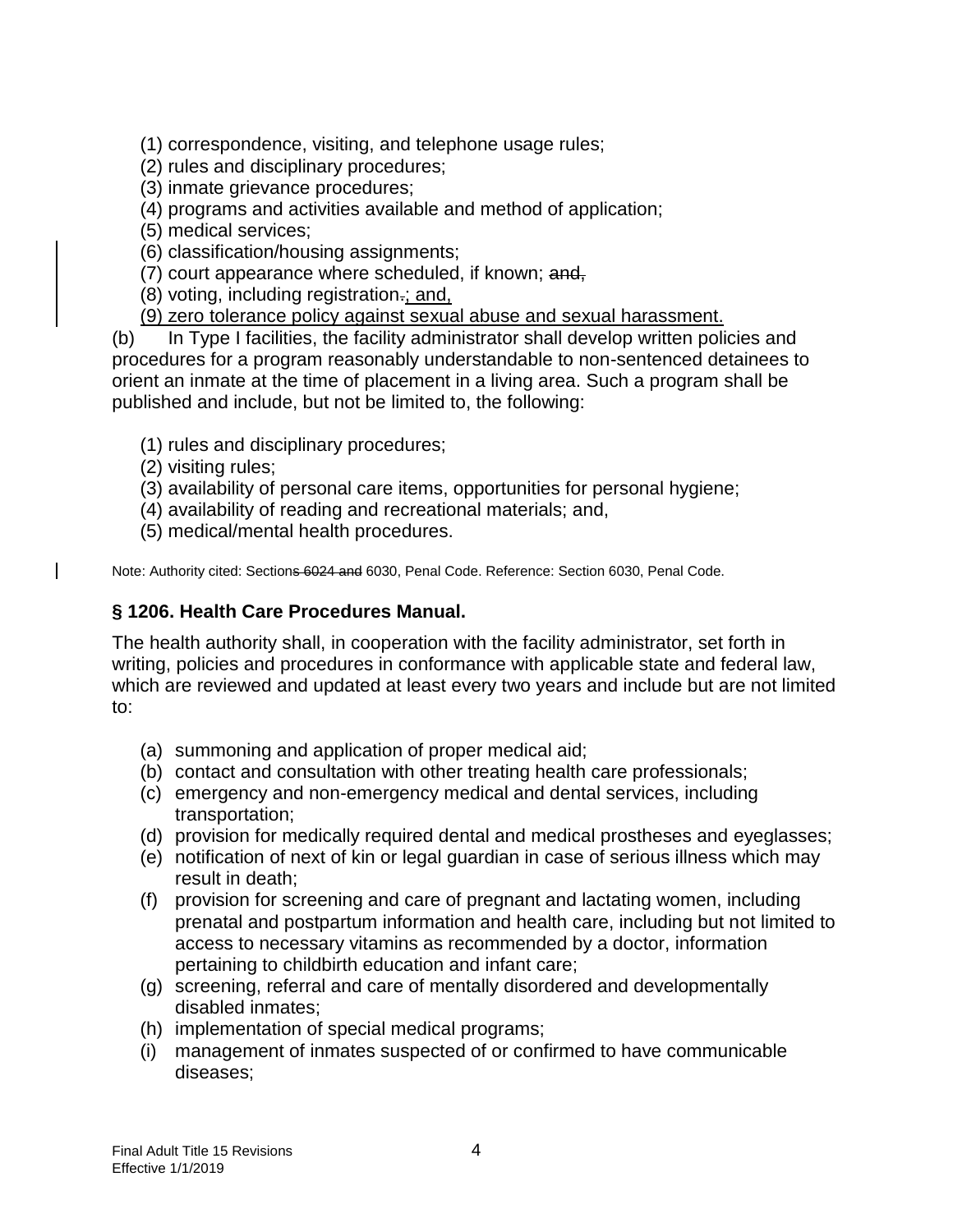(1) correspondence, visiting, and telephone usage rules;
(2) rules and disciplinary procedures;
(3) inmate grievance procedures;
(4) programs and activities available and method of application;
(5) medical services;
(6) classification/housing assignments;
(7) court appearance where scheduled, if known; ~~and,~~
(8) voting, including registration~~.~~; and,
(9) zero tolerance policy against sexual abuse and sexual harassment.

(b) In Type I facilities, the facility administrator shall develop written policies and procedures for a program reasonably understandable to non-sentenced detainees to orient an inmate at the time of placement in a living area. Such a program shall be published and include, but not be limited to, the following:

(1) rules and disciplinary procedures;
(2) visiting rules;
(3) availability of personal care items, opportunities for personal hygiene;
(4) availability of reading and recreational materials; and,
(5) medical/mental health procedures.

Note: Authority cited: Section~~s 6024 and~~ 6030, Penal Code. Reference: Section 6030, Penal Code.

### § 1206. Health Care Procedures Manual.

The health authority shall, in cooperation with the facility administrator, set forth in writing, policies and procedures in conformance with applicable state and federal law, which are reviewed and updated at least every two years and include but are not limited to:

(a) summoning and application of proper medical aid;
(b) contact and consultation with other treating health care professionals;
(c) emergency and non-emergency medical and dental services, including transportation;
(d) provision for medically required dental and medical prostheses and eyeglasses;
(e) notification of next of kin or legal guardian in case of serious illness which may result in death;
(f) provision for screening and care of pregnant and lactating women, including prenatal and postpartum information and health care, including but not limited to access to necessary vitamins as recommended by a doctor, information pertaining to childbirth education and infant care;
(g) screening, referral and care of mentally disordered and developmentally disabled inmates;
(h) implementation of special medical programs;
(i) management of inmates suspected of or confirmed to have communicable diseases;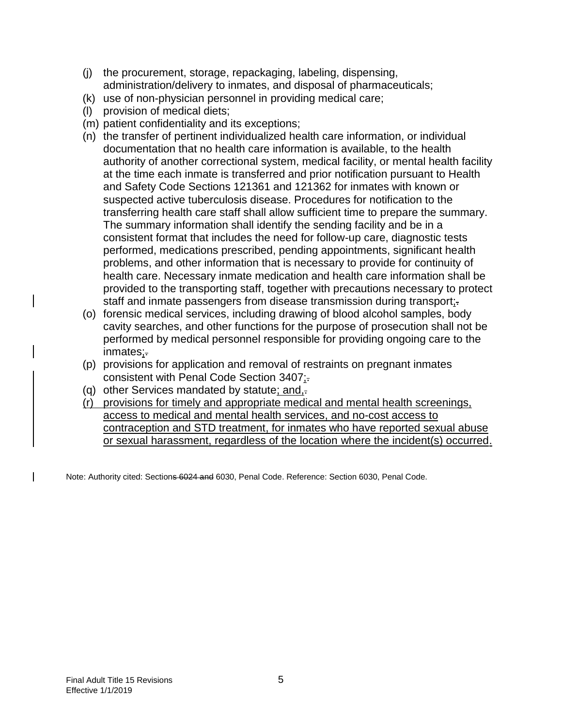(j) the procurement, storage, repackaging, labeling, dispensing, administration/delivery to inmates, and disposal of pharmaceuticals;

(k) use of non-physician personnel in providing medical care;

(l) provision of medical diets;

(m) patient confidentiality and its exceptions;

(n) the transfer of pertinent individualized health care information, or individual documentation that no health care information is available, to the health authority of another correctional system, medical facility, or mental health facility at the time each inmate is transferred and prior notification pursuant to Health and Safety Code Sections 121361 and 121362 for inmates with known or suspected active tuberculosis disease. Procedures for notification to the transferring health care staff shall allow sufficient time to prepare the summary. The summary information shall identify the sending facility and be in a consistent format that includes the need for follow-up care, diagnostic tests performed, medications prescribed, pending appointments, significant health problems, and other information that is necessary to provide for continuity of health care. Necessary inmate medication and health care information shall be provided to the transporting staff, together with precautions necessary to protect staff and inmate passengers from disease transmission during transport;~~.~~

(o) forensic medical services, including drawing of blood alcohol samples, body cavity searches, and other functions for the purpose of prosecution shall not be performed by medical personnel responsible for providing ongoing care to the inmates;~~.~~

(p) provisions for application and removal of restraints on pregnant inmates consistent with Penal Code Section 3407;~~.~~

(q) other Services mandated by statute; and,~~.~~

(r) provisions for timely and appropriate medical and mental health screenings, access to medical and mental health services, and no-cost access to contraception and STD treatment, for inmates who have reported sexual abuse or sexual harassment, regardless of the location where the incident(s) occurred.

Note: Authority cited: Section~~s 6024 and~~ 6030, Penal Code. Reference: Section 6030, Penal Code.

Final Adult Title 15 Revisions
Effective 1/1/2019